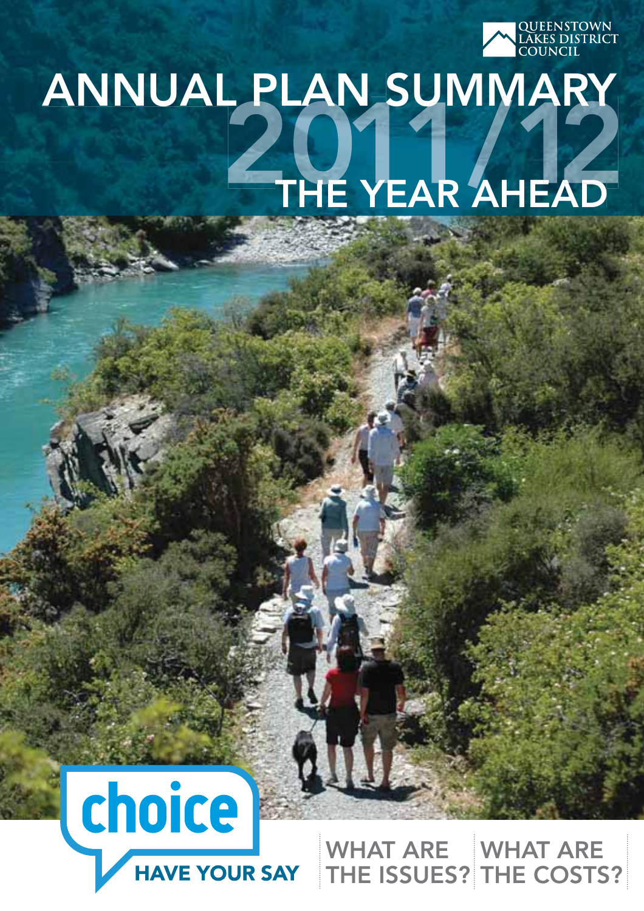QUEENSTOWN LAKES DISTRICT COUNCIL

# ANNUAL PLAN SUMMARY 2011/12

## THE YEAR AHEAD

**choice**

**HAVE YOUR SAY**

WHAT ARE THE ISSUES?

WHAT ARE THE COSTS?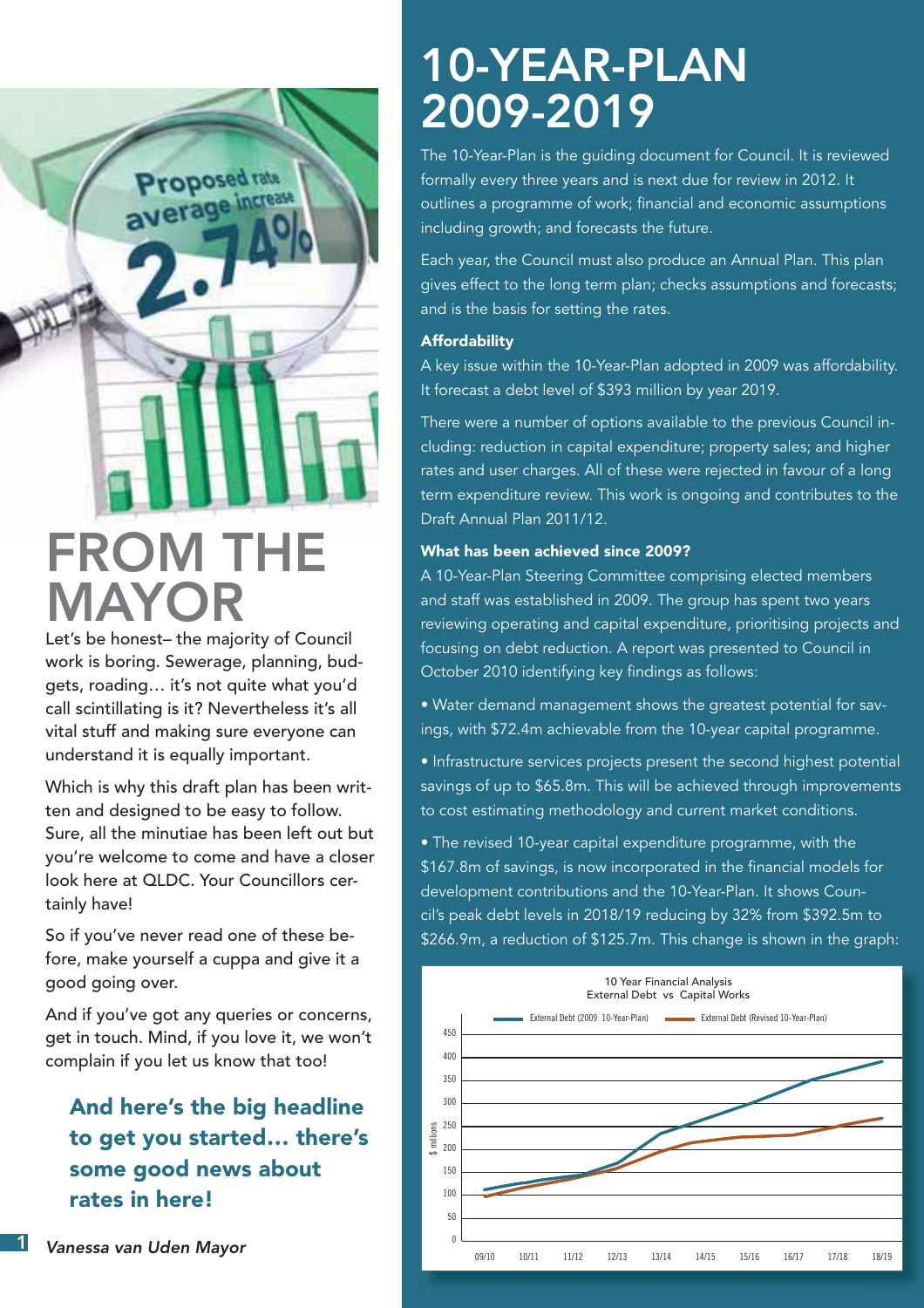# FROM THE MAYOR

Let's be honest– the majority of Council work is boring. Sewerage, planning, budgets, roading… it's not quite what you'd call scintillating is it? Nevertheless it's all vital stuff and making sure everyone can understand it is equally important.

Which is why this draft plan has been written and designed to be easy to follow. Sure, all the minutiae has been left out but you're welcome to come and have a closer look here at QLDC. Your Councillors certainly have!

So if you've never read one of these before, make yourself a cuppa and give it a good going over.

And if you've got any queries or concerns, get in touch. Mind, if you love it, we won't complain if you let us know that too!

**And here's the big headline to get you started… there's some good news about rates in here!**

*Vanessa van Uden Mayor*

# 10-YEAR-PLAN 2009-2019

The 10-Year-Plan is the guiding document for Council. It is reviewed formally every three years and is next due for review in 2012. It outlines a programme of work; financial and economic assumptions including growth; and forecasts the future.

Each year, the Council must also produce an Annual Plan. This plan gives effect to the long term plan; checks assumptions and forecasts; and is the basis for setting the rates.

### Affordability

A key issue within the 10-Year-Plan adopted in 2009 was affordability. It forecast a debt level of $393 million by year 2019.

There were a number of options available to the previous Council including: reduction in capital expenditure; property sales; and higher rates and user charges. All of these were rejected in favour of a long term expenditure review. This work is ongoing and contributes to the Draft Annual Plan 2011/12.

### What has been achieved since 2009?

A 10-Year-Plan Steering Committee comprising elected members and staff was established in 2009. The group has spent two years reviewing operating and capital expenditure, prioritising projects and focusing on debt reduction. A report was presented to Council in October 2010 identifying key findings as follows:

- Water demand management shows the greatest potential for savings, with $72.4m achievable from the 10-year capital programme.
- Infrastructure services projects present the second highest potential savings of up to $65.8m. This will be achieved through improvements to cost estimating methodology and current market conditions.
- The revised 10-year capital expenditure programme, with the $167.8m of savings, is now incorporated in the financial models for development contributions and the 10-Year-Plan. It shows Council's peak debt levels in 2018/19 reducing by 32% from $392.5m to $266.9m, a reduction of $125.7m. This change is shown in the graph:

10 Year Financial Analysis
External Debt vs Capital Works

Legend: External Debt (2009 10-Year-Plan); External Debt (Revised 10-Year-Plan)

Y-axis: $ millions (0–450); X-axis: 09/10, 10/11, 11/12, 12/13, 13/14, 14/15, 15/16, 16/17, 17/18, 18/19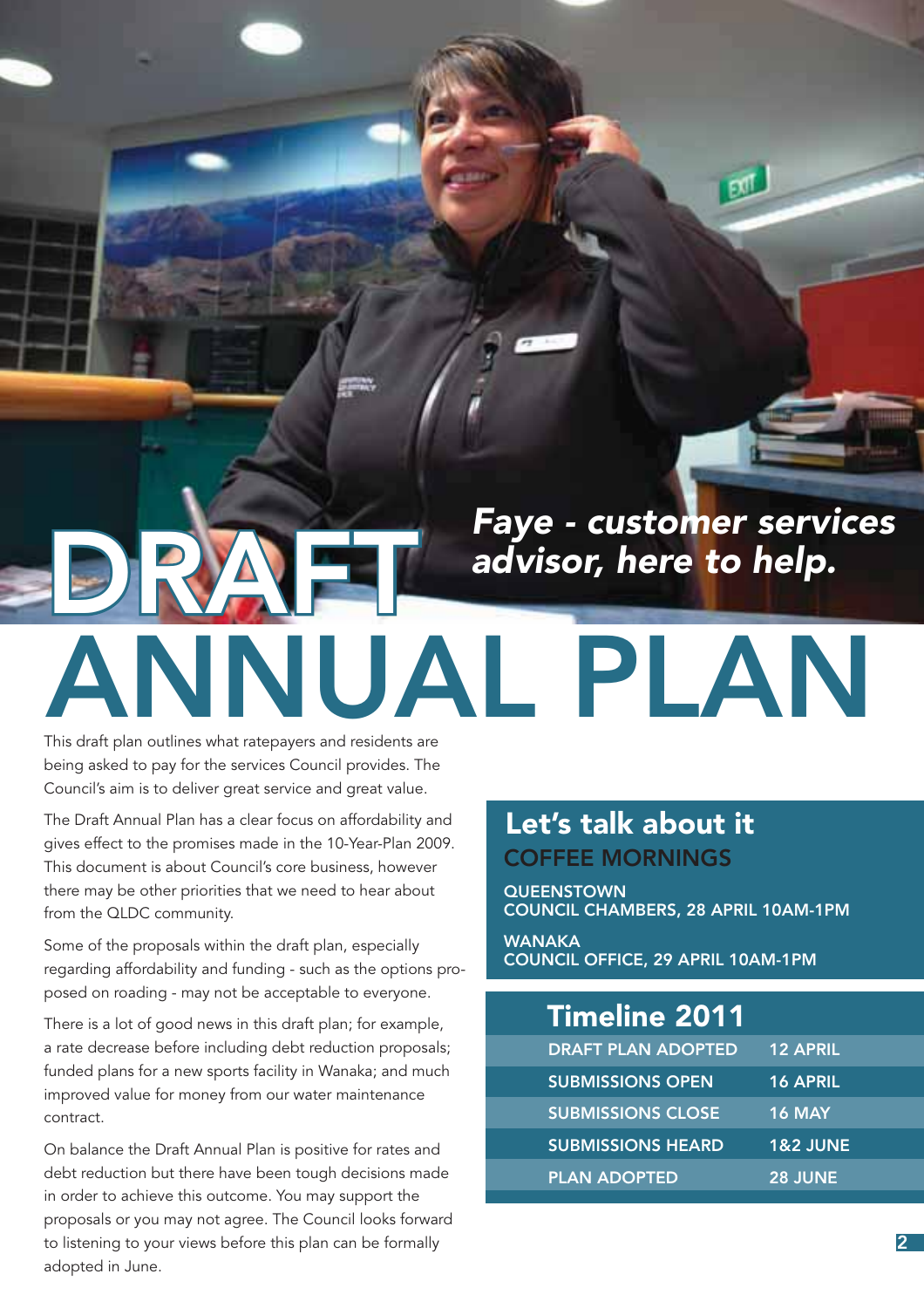*Faye - customer services advisor, here to help.*

# DRAFT ANNUAL PLAN

This draft plan outlines what ratepayers and residents are being asked to pay for the services Council provides. The Council's aim is to deliver great service and great value.

The Draft Annual Plan has a clear focus on affordability and gives effect to the promises made in the 10-Year-Plan 2009. This document is about Council's core business, however there may be other priorities that we need to hear about from the QLDC community.

Some of the proposals within the draft plan, especially regarding affordability and funding - such as the options proposed on roading - may not be acceptable to everyone.

There is a lot of good news in this draft plan; for example, a rate decrease before including debt reduction proposals; funded plans for a new sports facility in Wanaka; and much improved value for money from our water maintenance contract.

On balance the Draft Annual Plan is positive for rates and debt reduction but there have been tough decisions made in order to achieve this outcome. You may support the proposals or you may not agree. The Council looks forward to listening to your views before this plan can be formally adopted in June.

## Let's talk about it

### COFFEE MORNINGS

**QUEENSTOWN**
**COUNCIL CHAMBERS, 28 APRIL 10AM-1PM**

**WANAKA**
**COUNCIL OFFICE, 29 APRIL 10AM-1PM**

## Timeline 2011

| | |
|---|---|
| DRAFT PLAN ADOPTED | 12 APRIL |
| SUBMISSIONS OPEN | 16 APRIL |
| SUBMISSIONS CLOSE | 16 MAY |
| SUBMISSIONS HEARD | 1&2 JUNE |
| PLAN ADOPTED | 28 JUNE |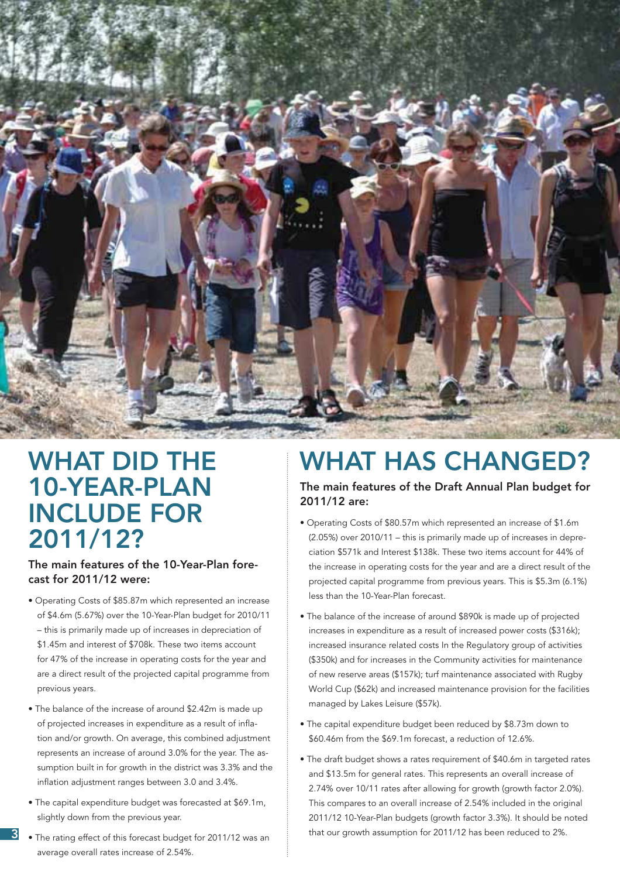# WHAT DID THE 10-YEAR-PLAN INCLUDE FOR 2011/12?

### The main features of the 10-Year-Plan forecast for 2011/12 were:

- Operating Costs of $85.87m which represented an increase of $4.6m (5.67%) over the 10-Year-Plan budget for 2010/11 – this is primarily made up of increases in depreciation of $1.45m and interest of $708k. These two items account for 47% of the increase in operating costs for the year and are a direct result of the projected capital programme from previous years.
- The balance of the increase of around $2.42m is made up of projected increases in expenditure as a result of inflation and/or growth. On average, this combined adjustment represents an increase of around 3.0% for the year. The assumption built in for growth in the district was 3.3% and the inflation adjustment ranges between 3.0 and 3.4%.
- The capital expenditure budget was forecasted at $69.1m, slightly down from the previous year.
- The rating effect of this forecast budget for 2011/12 was an average overall rates increase of 2.54%.

# WHAT HAS CHANGED?

### The main features of the Draft Annual Plan budget for 2011/12 are:

- Operating Costs of $80.57m which represented an increase of $1.6m (2.05%) over 2010/11 – this is primarily made up of increases in depreciation $571k and Interest $138k. These two items account for 44% of the increase in operating costs for the year and are a direct result of the projected capital programme from previous years. This is $5.3m (6.1%) less than the 10-Year-Plan forecast.
- The balance of the increase of around $890k is made up of projected increases in expenditure as a result of increased power costs ($316k); increased insurance related costs In the Regulatory group of activities ($350k) and for increases in the Community activities for maintenance of new reserve areas ($157k); turf maintenance associated with Rugby World Cup ($62k) and increased maintenance provision for the facilities managed by Lakes Leisure ($57k).
- The capital expenditure budget been reduced by $8.73m down to $60.46m from the $69.1m forecast, a reduction of 12.6%.
- The draft budget shows a rates requirement of $40.6m in targeted rates and $13.5m for general rates. This represents an overall increase of 2.74% over 10/11 rates after allowing for growth (growth factor 2.0%). This compares to an overall increase of 2.54% included in the original 2011/12 10-Year-Plan budgets (growth factor 3.3%). It should be noted that our growth assumption for 2011/12 has been reduced to 2%.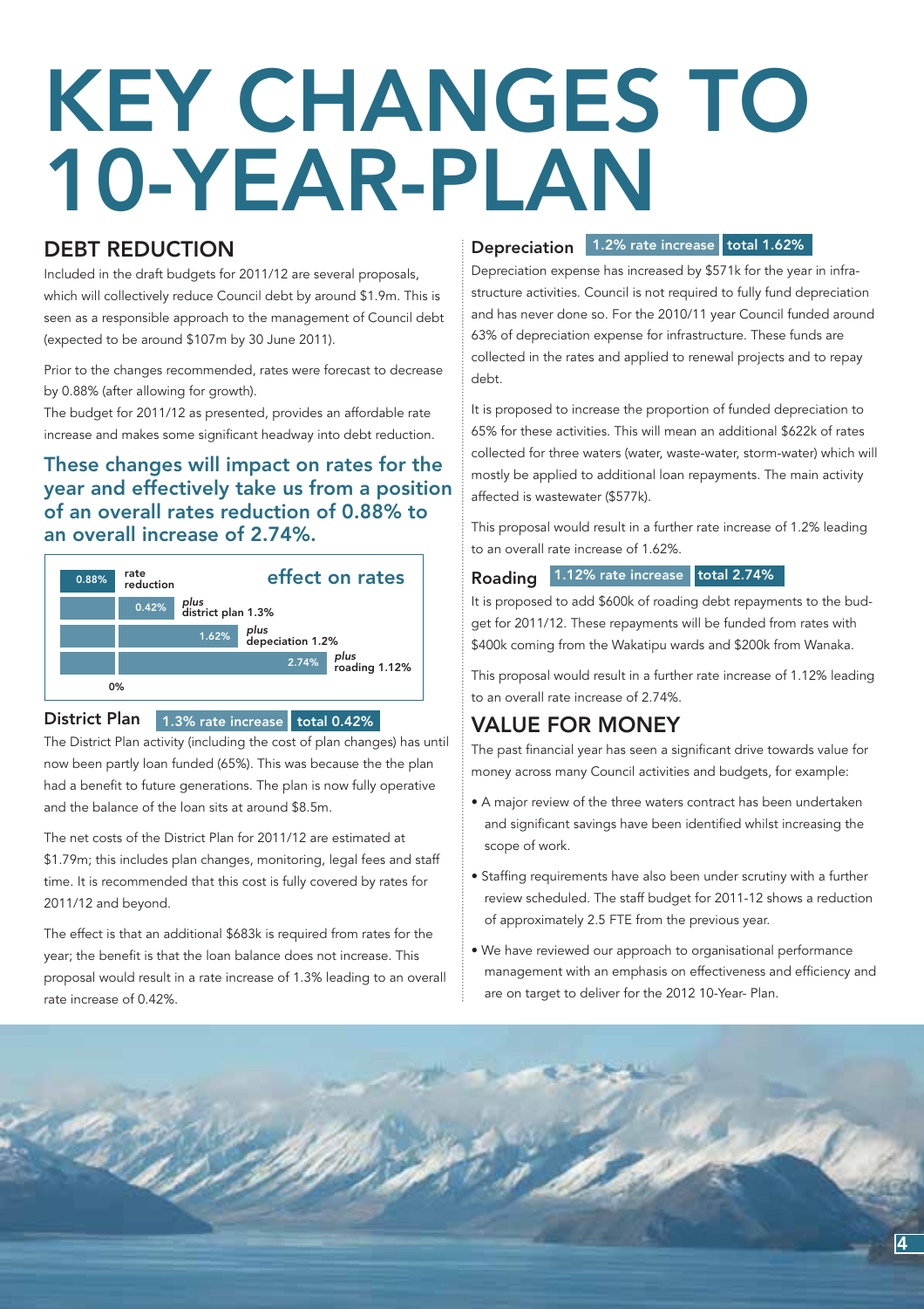# KEY CHANGES TO 10-YEAR-PLAN

## DEBT REDUCTION

Included in the draft budgets for 2011/12 are several proposals, which will collectively reduce Council debt by around $1.9m. This is seen as a responsible approach to the management of Council debt (expected to be around $107m by 30 June 2011).

Prior to the changes recommended, rates were forecast to decrease by 0.88% (after allowing for growth).

The budget for 2011/12 as presented, provides an affordable rate increase and makes some significant headway into debt reduction.

### These changes will impact on rates for the year and effectively take us from a position of an overall rates reduction of 0.88% to an overall increase of 2.74%.

**effect on rates**

| Value | Change |
|---|---|
| 0.88% | rate reduction |
| 0.42% | *plus* district plan 1.3% |
| 1.62% | *plus* depeciation 1.2% |
| 2.74% | *plus* roading 1.12% |

0%

### District Plan — 1.3% rate increase — total 0.42%

The District Plan activity (including the cost of plan changes) has until now been partly loan funded (65%). This was because the the plan had a benefit to future generations. The plan is now fully operative and the balance of the loan sits at around $8.5m.

The net costs of the District Plan for 2011/12 are estimated at $1.79m; this includes plan changes, monitoring, legal fees and staff time. It is recommended that this cost is fully covered by rates for 2011/12 and beyond.

The effect is that an additional $683k is required from rates for the year; the benefit is that the loan balance does not increase. This proposal would result in a rate increase of 1.3% leading to an overall rate increase of 0.42%.

### Depreciation — 1.2% rate increase — total 1.62%

Depreciation expense has increased by $571k for the year in infrastructure activities. Council is not required to fully fund depreciation and has never done so. For the 2010/11 year Council funded around 63% of depreciation expense for infrastructure. These funds are collected in the rates and applied to renewal projects and to repay debt.

It is proposed to increase the proportion of funded depreciation to 65% for these activities. This will mean an additional $622k of rates collected for three waters (water, waste-water, storm-water) which will mostly be applied to additional loan repayments. The main activity affected is wastewater ($577k).

This proposal would result in a further rate increase of 1.2% leading to an overall rate increase of 1.62%.

### Roading — 1.12% rate increase — total 2.74%

It is proposed to add $600k of roading debt repayments to the budget for 2011/12. These repayments will be funded from rates with $400k coming from the Wakatipu wards and $200k from Wanaka.

This proposal would result in a further rate increase of 1.12% leading to an overall rate increase of 2.74%.

## VALUE FOR MONEY

The past financial year has seen a significant drive towards value for money across many Council activities and budgets, for example:

- A major review of the three waters contract has been undertaken and significant savings have been identified whilst increasing the scope of work.
- Staffing requirements have also been under scrutiny with a further review scheduled. The staff budget for 2011-12 shows a reduction of approximately 2.5 FTE from the previous year.
- We have reviewed our approach to organisational performance management with an emphasis on effectiveness and efficiency and are on target to deliver for the 2012 10-Year- Plan.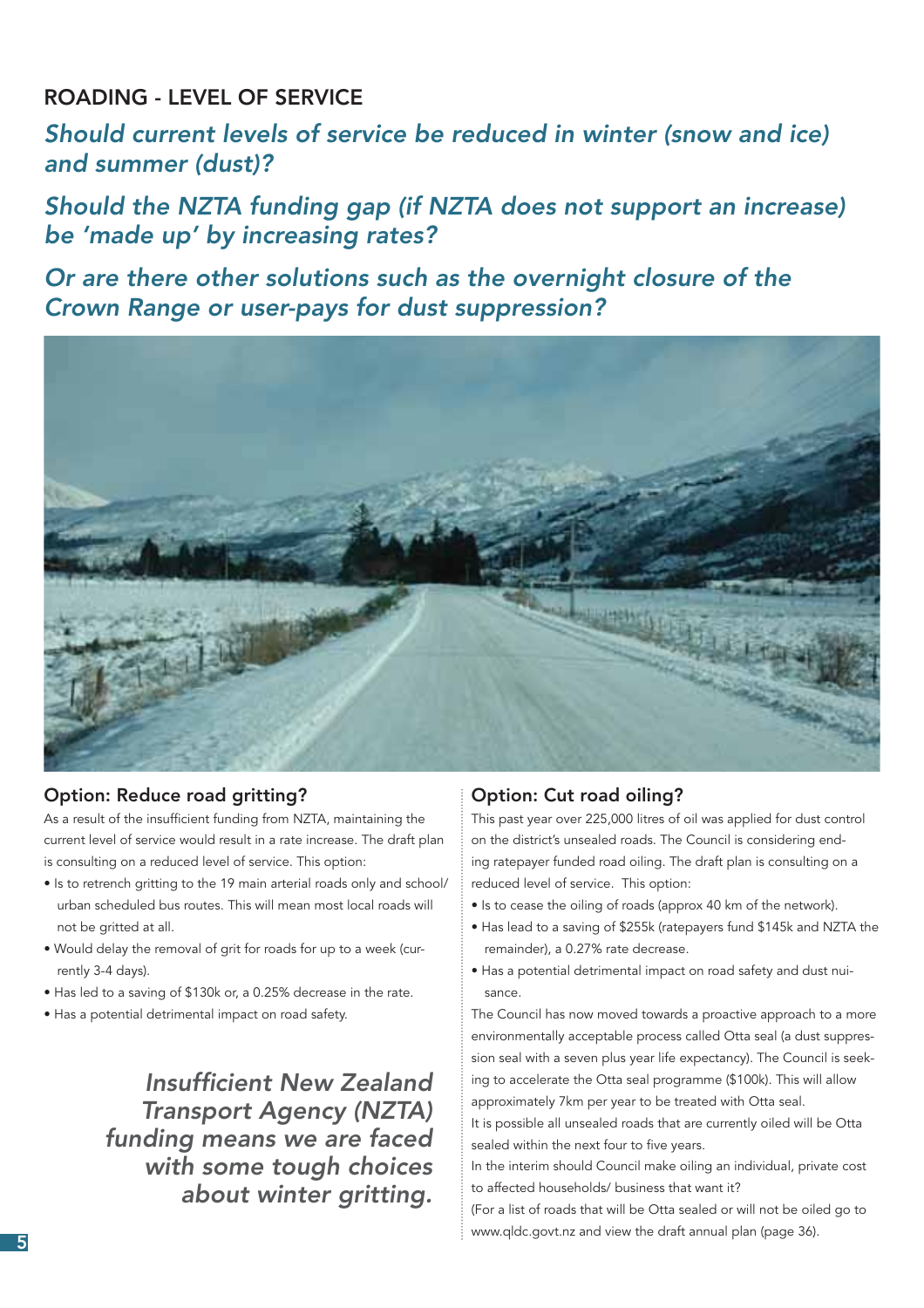## ROADING - LEVEL OF SERVICE

*Should current levels of service be reduced in winter (snow and ice) and summer (dust)?*

*Should the NZTA funding gap (if NZTA does not support an increase) be 'made up' by increasing rates?*

*Or are there other solutions such as the overnight closure of the Crown Range or user-pays for dust suppression?*

### Option: Reduce road gritting?

As a result of the insufficient funding from NZTA, maintaining the current level of service would result in a rate increase. The draft plan is consulting on a reduced level of service. This option:

- Is to retrench gritting to the 19 main arterial roads only and school/ urban scheduled bus routes. This will mean most local roads will not be gritted at all.
- Would delay the removal of grit for roads for up to a week (currently 3-4 days).
- Has led to a saving of $130k or, a 0.25% decrease in the rate.
- Has a potential detrimental impact on road safety.

*Insufficient New Zealand Transport Agency (NZTA) funding means we are faced with some tough choices about winter gritting.*

### Option: Cut road oiling?

This past year over 225,000 litres of oil was applied for dust control on the district's unsealed roads. The Council is considering ending ratepayer funded road oiling. The draft plan is consulting on a reduced level of service. This option:

- Is to cease the oiling of roads (approx 40 km of the network).
- Has lead to a saving of $255k (ratepayers fund $145k and NZTA the remainder), a 0.27% rate decrease.
- Has a potential detrimental impact on road safety and dust nuisance.

The Council has now moved towards a proactive approach to a more environmentally acceptable process called Otta seal (a dust suppression seal with a seven plus year life expectancy). The Council is seeking to accelerate the Otta seal programme ($100k). This will allow approximately 7km per year to be treated with Otta seal.

It is possible all unsealed roads that are currently oiled will be Otta sealed within the next four to five years.

In the interim should Council make oiling an individual, private cost to affected households/ business that want it?

(For a list of roads that will be Otta sealed or will not be oiled go to www.qldc.govt.nz and view the draft annual plan (page 36).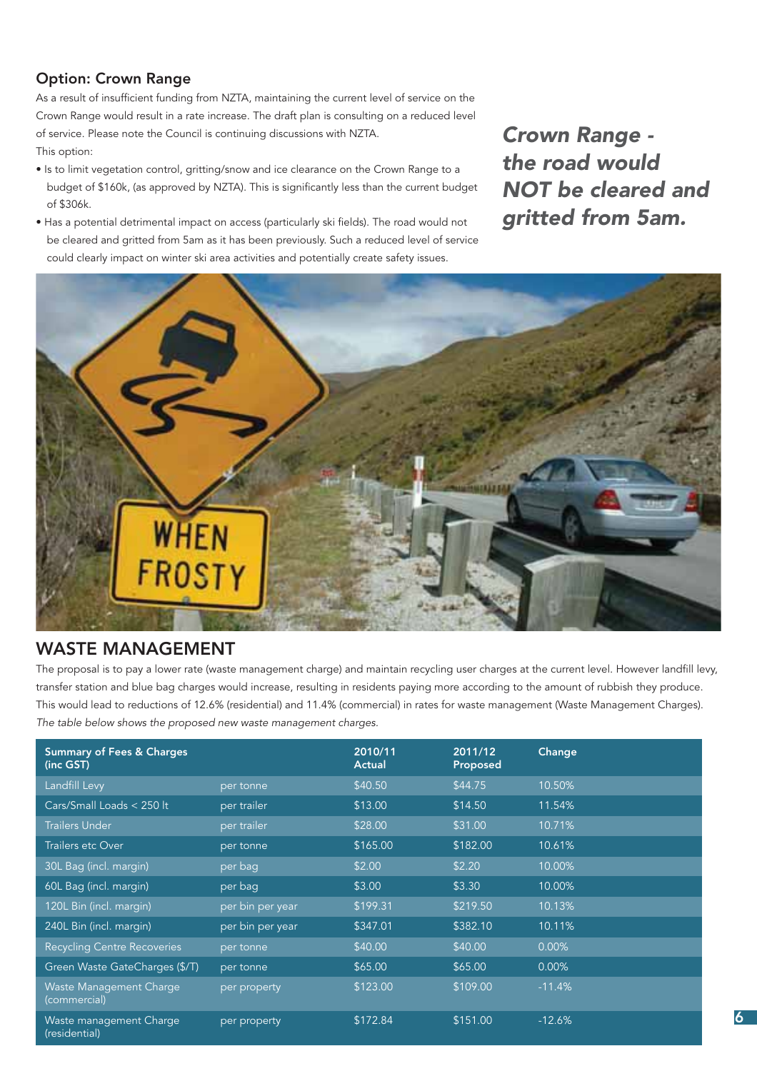## Option: Crown Range

As a result of insufficient funding from NZTA, maintaining the current level of service on the Crown Range would result in a rate increase. The draft plan is consulting on a reduced level of service. Please note the Council is continuing discussions with NZTA.

This option:

- Is to limit vegetation control, gritting/snow and ice clearance on the Crown Range to a budget of $160k, (as approved by NZTA). This is significantly less than the current budget of $306k.
- Has a potential detrimental impact on access (particularly ski fields). The road would not be cleared and gritted from 5am as it has been previously. Such a reduced level of service could clearly impact on winter ski area activities and potentially create safety issues.

***Crown Range - the road would NOT be cleared and gritted from 5am.***

## WASTE MANAGEMENT

The proposal is to pay a lower rate (waste management charge) and maintain recycling user charges at the current level. However landfill levy, transfer station and blue bag charges would increase, resulting in residents paying more according to the amount of rubbish they produce. This would lead to reductions of 12.6% (residential) and 11.4% (commercial) in rates for waste management (Waste Management Charges).

*The table below shows the proposed new waste management charges.*

| Summary of Fees & Charges (inc GST) | | 2010/11 Actual | 2011/12 Proposed | Change |
|---|---|---|---|---|
| Landfill Levy | per tonne | $40.50 | $44.75 | 10.50% |
| Cars/Small Loads < 250 lt | per trailer | $13.00 | $14.50 | 11.54% |
| Trailers Under | per trailer | $28.00 | $31.00 | 10.71% |
| Trailers etc Over | per tonne | $165.00 | $182.00 | 10.61% |
| 30L Bag (incl. margin) | per bag | $2.00 | $2.20 | 10.00% |
| 60L Bag (incl. margin) | per bag | $3.00 | $3.30 | 10.00% |
| 120L Bin (incl. margin) | per bin per year | $199.31 | $219.50 | 10.13% |
| 240L Bin (incl. margin) | per bin per year | $347.01 | $382.10 | 10.11% |
| Recycling Centre Recoveries | per tonne | $40.00 | $40.00 | 0.00% |
| Green Waste GateCharges ($/T) | per tonne | $65.00 | $65.00 | 0.00% |
| Waste Management Charge (commercial) | per property | $123.00 | $109.00 | -11.4% |
| Waste management Charge (residential) | per property | $172.84 | $151.00 | -12.6% |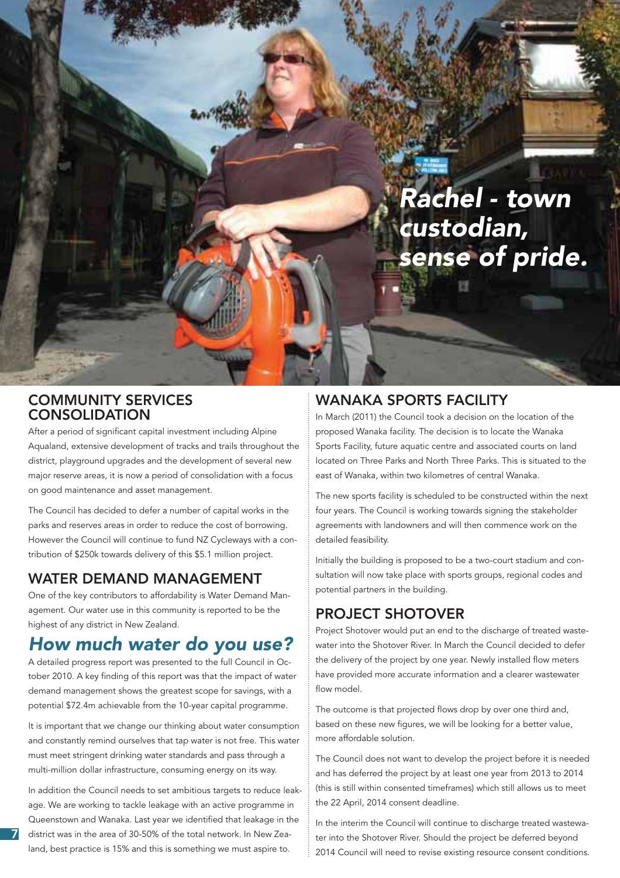*Rachel - town custodian, sense of pride.*

## COMMUNITY SERVICES CONSOLIDATION

After a period of significant capital investment including Alpine Aqualand, extensive development of tracks and trails throughout the district, playground upgrades and the development of several new major reserve areas, it is now a period of consolidation with a focus on good maintenance and asset management.

The Council has decided to defer a number of capital works in the parks and reserves areas in order to reduce the cost of borrowing. However the Council will continue to fund NZ Cycleways with a contribution of $250k towards delivery of this $5.1 million project.

## WATER DEMAND MANAGEMENT

One of the key contributors to affordability is Water Demand Management. Our water use in this community is reported to be the highest of any district in New Zealand.

## *How much water do you use?*

A detailed progress report was presented to the full Council in October 2010. A key finding of this report was that the impact of water demand management shows the greatest scope for savings, with a potential $72.4m achievable from the 10-year capital programme.

It is important that we change our thinking about water consumption and constantly remind ourselves that tap water is not free. This water must meet stringent drinking water standards and pass through a multi-million dollar infrastructure, consuming energy on its way.

In addition the Council needs to set ambitious targets to reduce leakage. We are working to tackle leakage with an active programme in Queenstown and Wanaka. Last year we identified that leakage in the district was in the area of 30-50% of the total network. In New Zealand, best practice is 15% and this is something we must aspire to.

## WANAKA SPORTS FACILITY

In March (2011) the Council took a decision on the location of the proposed Wanaka facility. The decision is to locate the Wanaka Sports Facility, future aquatic centre and associated courts on land located on Three Parks and North Three Parks. This is situated to the east of Wanaka, within two kilometres of central Wanaka.

The new sports facility is scheduled to be constructed within the next four years. The Council is working towards signing the stakeholder agreements with landowners and will then commence work on the detailed feasibility.

Initially the building is proposed to be a two-court stadium and consultation will now take place with sports groups, regional codes and potential partners in the building.

## PROJECT SHOTOVER

Project Shotover would put an end to the discharge of treated wastewater into the Shotover River. In March the Council decided to defer the delivery of the project by one year. Newly installed flow meters have provided more accurate information and a clearer wastewater flow model.

The outcome is that projected flows drop by over one third and, based on these new figures, we will be looking for a better value, more affordable solution.

The Council does not want to develop the project before it is needed and has deferred the project by at least one year from 2013 to 2014 (this is still within consented timeframes) which still allows us to meet the 22 April, 2014 consent deadline.

In the interim the Council will continue to discharge treated wastewater into the Shotover River. Should the project be deferred beyond 2014 Council will need to revise existing resource consent conditions.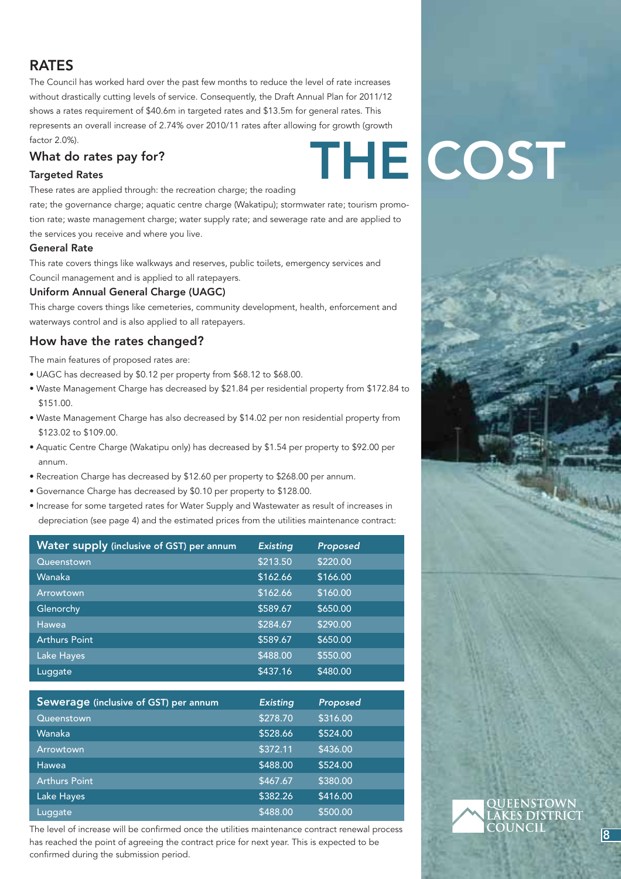# THE COST

## RATES

The Council has worked hard over the past few months to reduce the level of rate increases without drastically cutting levels of service. Consequently, the Draft Annual Plan for 2011/12 shows a rates requirement of $40.6m in targeted rates and $13.5m for general rates. This represents an overall increase of 2.74% over 2010/11 rates after allowing for growth (growth factor 2.0%).

### What do rates pay for?

#### Targeted Rates

These rates are applied through: the recreation charge; the roading rate; the governance charge; aquatic centre charge (Wakatipu); stormwater rate; tourism promotion rate; waste management charge; water supply rate; and sewerage rate and are applied to the services you receive and where you live.

#### General Rate

This rate covers things like walkways and reserves, public toilets, emergency services and Council management and is applied to all ratepayers.

#### Uniform Annual General Charge (UAGC)

This charge covers things like cemeteries, community development, health, enforcement and waterways control and is also applied to all ratepayers.

### How have the rates changed?

The main features of proposed rates are:

- UAGC has decreased by $0.12 per property from $68.12 to $68.00.
- Waste Management Charge has decreased by $21.84 per residential property from $172.84 to $151.00.
- Waste Management Charge has also decreased by $14.02 per non residential property from $123.02 to $109.00.
- Aquatic Centre Charge (Wakatipu only) has decreased by $1.54 per property to $92.00 per annum.
- Recreation Charge has decreased by $12.60 per property to $268.00 per annum.
- Governance Charge has decreased by $0.10 per property to $128.00.
- Increase for some targeted rates for Water Supply and Wastewater as result of increases in depreciation (see page 4) and the estimated prices from the utilities maintenance contract:

| Water supply (inclusive of GST) per annum | *Existing* | *Proposed* |
|---|---|---|
| Queenstown | $213.50 | $220.00 |
| Wanaka | $162.66 | $166.00 |
| Arrowtown | $162.66 | $160.00 |
| Glenorchy | $589.67 | $650.00 |
| Hawea | $284.67 | $290.00 |
| Arthurs Point | $589.67 | $650.00 |
| Lake Hayes | $488.00 | $550.00 |
| Luggate | $437.16 | $480.00 |

| Sewerage (inclusive of GST) per annum | *Existing* | *Proposed* |
|---|---|---|
| Queenstown | $278.70 | $316.00 |
| Wanaka | $528.66 | $524.00 |
| Arrowtown | $372.11 | $436.00 |
| Hawea | $488.00 | $524.00 |
| Arthurs Point | $467.67 | $380.00 |
| Lake Hayes | $382.26 | $416.00 |
| Luggate | $488.00 | $500.00 |

The level of increase will be confirmed once the utilities maintenance contract renewal process has reached the point of agreeing the contract price for next year. This is expected to be confirmed during the submission period.

QUEENSTOWN LAKES DISTRICT COUNCIL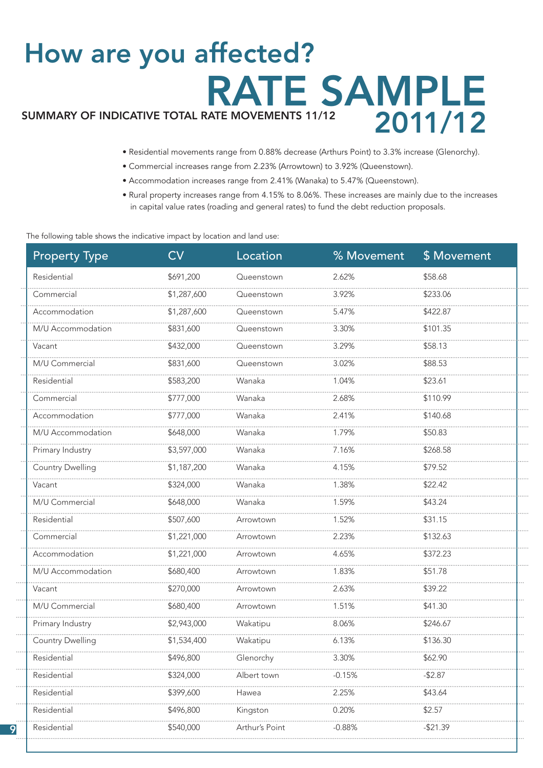# How are you affected?

## RATE SAMPLE 2011/12

### SUMMARY OF INDICATIVE TOTAL RATE MOVEMENTS 11/12

- Residential movements range from 0.88% decrease (Arthurs Point) to 3.3% increase (Glenorchy).
- Commercial increases range from 2.23% (Arrowtown) to 3.92% (Queenstown).
- Accommodation increases range from 2.41% (Wanaka) to 5.47% (Queenstown).
- Rural property increases range from 4.15% to 8.06%. These increases are mainly due to the increases in capital value rates (roading and general rates) to fund the debt reduction proposals.

The following table shows the indicative impact by location and land use:

| Property Type | CV | Location | % Movement | $ Movement |
|---|---|---|---|---|
| Residential | $691,200 | Queenstown | 2.62% | $58.68 |
| Commercial | $1,287,600 | Queenstown | 3.92% | $233.06 |
| Accommodation | $1,287,600 | Queenstown | 5.47% | $422.87 |
| M/U Accommodation | $831,600 | Queenstown | 3.30% | $101.35 |
| Vacant | $432,000 | Queenstown | 3.29% | $58.13 |
| M/U Commercial | $831,600 | Queenstown | 3.02% | $88.53 |
| Residential | $583,200 | Wanaka | 1.04% | $23.61 |
| Commercial | $777,000 | Wanaka | 2.68% | $110.99 |
| Accommodation | $777,000 | Wanaka | 2.41% | $140.68 |
| M/U Accommodation | $648,000 | Wanaka | 1.79% | $50.83 |
| Primary Industry | $3,597,000 | Wanaka | 7.16% | $268.58 |
| Country Dwelling | $1,187,200 | Wanaka | 4.15% | $79.52 |
| Vacant | $324,000 | Wanaka | 1.38% | $22.42 |
| M/U Commercial | $648,000 | Wanaka | 1.59% | $43.24 |
| Residential | $507,600 | Arrowtown | 1.52% | $31.15 |
| Commercial | $1,221,000 | Arrowtown | 2.23% | $132.63 |
| Accommodation | $1,221,000 | Arrowtown | 4.65% | $372.23 |
| M/U Accommodation | $680,400 | Arrowtown | 1.83% | $51.78 |
| Vacant | $270,000 | Arrowtown | 2.63% | $39.22 |
| M/U Commercial | $680,400 | Arrowtown | 1.51% | $41.30 |
| Primary Industry | $2,943,000 | Wakatipu | 8.06% | $246.67 |
| Country Dwelling | $1,534,400 | Wakatipu | 6.13% | $136.30 |
| Residential | $496,800 | Glenorchy | 3.30% | $62.90 |
| Residential | $324,000 | Albert town | -0.15% | -$2.87 |
| Residential | $399,600 | Hawea | 2.25% | $43.64 |
| Residential | $496,800 | Kingston | 0.20% | $2.57 |
| Residential | $540,000 | Arthur's Point | -0.88% | -$21.39 |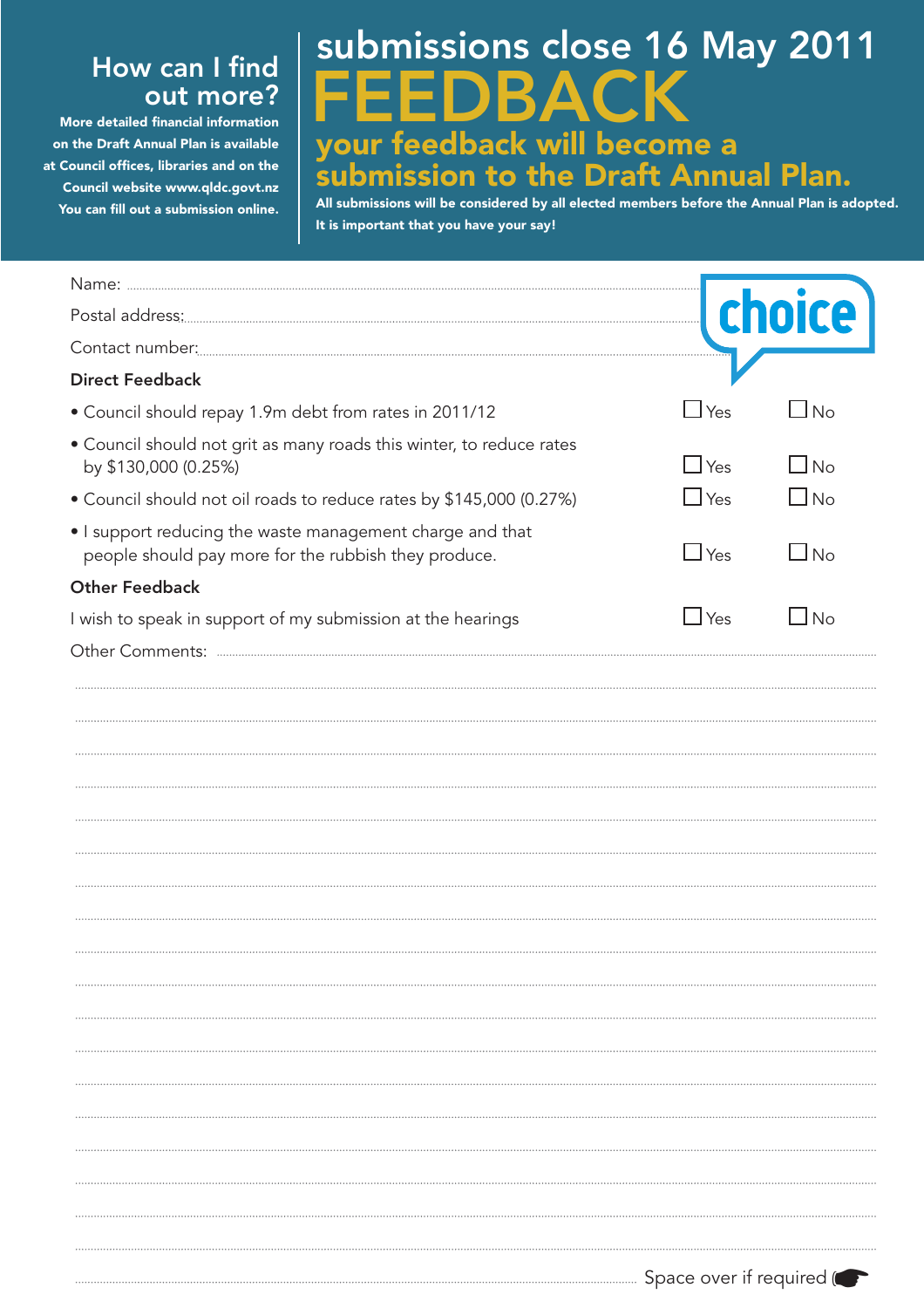## How can I find out more?

More detailed financial information on the Draft Annual Plan is available at Council offices, libraries and on the Council website www.qldc.govt.nz You can fill out a submission online.

## submissions close 16 May 2011

# FEEDBACK

### your feedback will become a submission to the Draft Annual Plan.

**All submissions will be considered by all elected members before the Annual Plan is adopted. It is important that you have your say!**

choice

Name: ..............................................................................................

Postal address: ..............................................................................................

Contact number: ..............................................................................................

**Direct Feedback**

| | | |
|---|---|---|
| • Council should repay 1.9m debt from rates in 2011/12 | ☐ Yes | ☐ No |
| • Council should not grit as many roads this winter, to reduce rates by $130,000 (0.25%) | ☐ Yes | ☐ No |
| • Council should not oil roads to reduce rates by $145,000 (0.27%) | ☐ Yes | ☐ No |
| • I support reducing the waste management charge and that people should pay more for the rubbish they produce. | ☐ Yes | ☐ No |

**Other Feedback**

| | | |
|---|---|---|
| I wish to speak in support of my submission at the hearings | ☐ Yes | ☐ No |

Other Comments: ..............................................................................................

..............................................................................................

..............................................................................................

..............................................................................................

..............................................................................................

..............................................................................................

..............................................................................................

..............................................................................................

..............................................................................................

..............................................................................................

..............................................................................................

..............................................................................................

..............................................................................................

..............................................................................................

..............................................................................................

..............................................................................................

..............................................................................................

..............................................................................................

.............................................................................................. Space over if required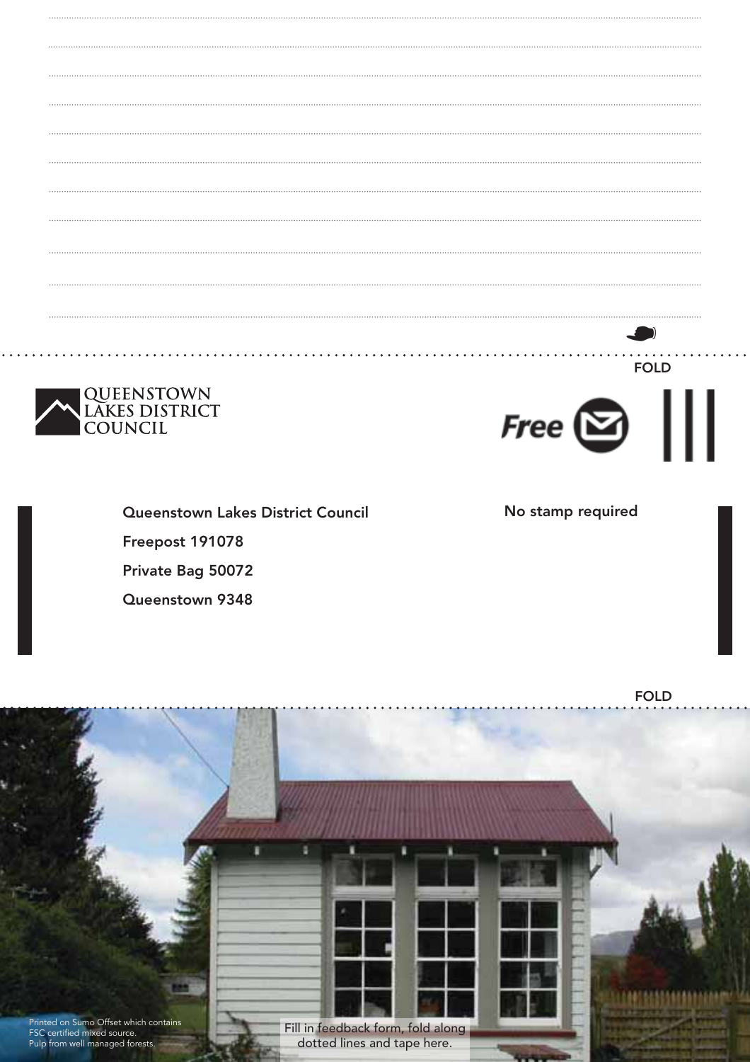FOLD

QUEENSTOWN LAKES DISTRICT COUNCIL

Free

Queenstown Lakes District Council

Freepost 191078

Private Bag 50072

Queenstown 9348

No stamp required

FOLD

Printed on Sumo Offset which contains FSC certified mixed source. Pulp from well managed forests.

Fill in feedback form, fold along dotted lines and tape here.